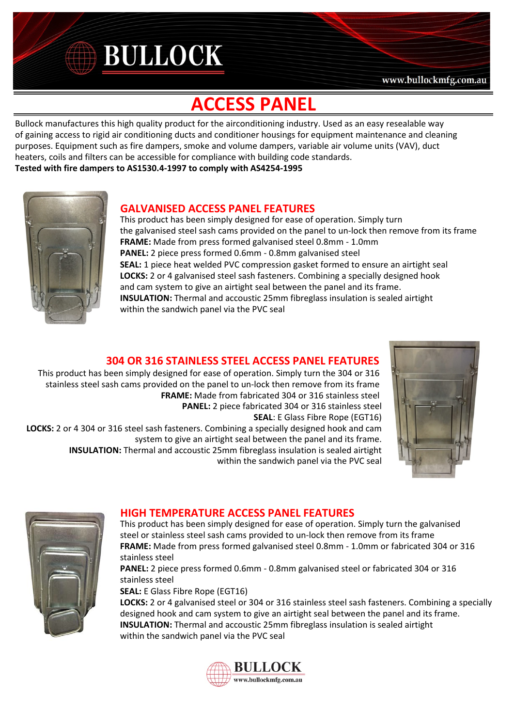# ACCESS PANEL

Bullock manufactures this high quality product for the airconditioning industry. Used as an easy resealable way of gaining access to rigid air conditioning ducts and conditioner housings for equipment maintenance and cleaning purposes. Equipment such as fire dampers, smoke and volume dampers, variable air volume units (VAV), duct heaters, coils and filters can be accessible for compliance with building code standards.

**Tested with fire dampers to AS1530.4-1997 to comply with AS4254-1995**

## GALVANISED ACCESS PANEL FEATURES

This product has been simply designed for ease of operation. Simply turn the galvanised steel sash cams provided on the panel to un-lock then remove from its frame

**FRAME:** Made from press formed galvanised steel 0.8mm - 1.0mm

**PANEL:** 2 piece press formed 0.6mm - 0.8mm galvanised steel

**SEAL:** 1 piece heat welded PVC compression gasket formed to ensure an airtight seal

**LOCKS:** 2 or 4 galvanised steel sash fasteners. Combining a specially designed hook and cam system to give an airtight seal between the panel and its frame.

**INSULATION:** Thermal and accoustic 25mm fibreglass insulation is sealed airtight within the sandwich panel via the PVC seal

## 304 OR 316 STAINLESS STEEL ACCESS PANEL FEATURES

This product has been simply designed for ease of operation. Simply turn the 304 or 316 stainless steel sash cams provided on the panel to un-lock then remove from its frame

**FRAME:** Made from fabricated 304 or 316 stainless steel

**PANEL:** 2 piece fabricated 304 or 316 stainless steel

**SEAL**: E Glass Fibre Rope (EGT16)

**LOCKS:** 2 or 4 304 or 316 steel sash fasteners. Combining a specially designed hook and cam system to give an airtight seal between the panel and its frame.

**INSULATION:** Thermal and accoustic 25mm fibreglass insulation is sealed airtight within the sandwich panel via the PVC seal

## HIGH TEMPERATURE ACCESS PANEL FEATURES

This product has been simply designed for ease of operation. Simply turn the galvanised steel or stainless steel sash cams provided to un-lock then remove from its frame

**FRAME:** Made from press formed galvanised steel 0.8mm - 1.0mm or fabricated 304 or 316 stainless steel

**PANEL:** 2 piece press formed 0.6mm - 0.8mm galvanised steel or fabricated 304 or 316 stainless steel

**SEAL:** E Glass Fibre Rope (EGT16)

**LOCKS:** 2 or 4 galvanised steel or 304 or 316 stainless steel sash fasteners. Combining a specially designed hook and cam system to give an airtight seal between the panel and its frame.

**INSULATION:** Thermal and accoustic 25mm fibreglass insulation is sealed airtight within the sandwich panel via the PVC seal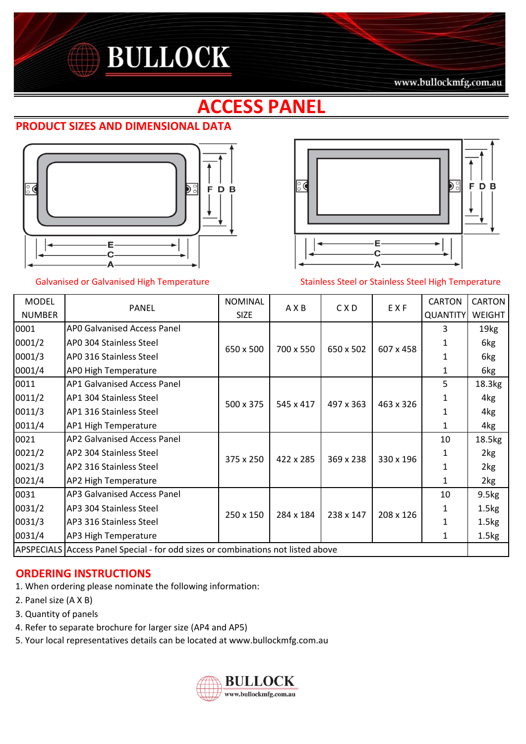# BULLOCK

www.bullockmfg.com.au

# ACCESS PANEL

## PRODUCT SIZES AND DIMENSIONAL DATA

F D B

E C A

Galvanised or Galvanised High Temperature

F D B

E C A

Stainless Steel or Stainless Steel High Temperature

| MODEL NUMBER | PANEL | NOMINAL SIZE | A X B | C X D | E X F | CARTON QUANTITY | CARTON WEIGHT |
|---|---|---|---|---|---|---|---|
| 0001 | AP0 Galvanised Access Panel | 650 x 500 | 700 x 550 | 650 x 502 | 607 x 458 | 3 | 19kg |
| 0001/2 | AP0 304 Stainless Steel | | | | | 1 | 6kg |
| 0001/3 | AP0 316 Stainless Steel | | | | | 1 | 6kg |
| 0001/4 | AP0 High Temperature | | | | | 1 | 6kg |
| 0011 | AP1 Galvanised Access Panel | 500 x 375 | 545 x 417 | 497 x 363 | 463 x 326 | 5 | 18.3kg |
| 0011/2 | AP1 304 Stainless Steel | | | | | 1 | 4kg |
| 0011/3 | AP1 316 Stainless Steel | | | | | 1 | 4kg |
| 0011/4 | AP1 High Temperature | | | | | 1 | 4kg |
| 0021 | AP2 Galvanised Access Panel | 375 x 250 | 422 x 285 | 369 x 238 | 330 x 196 | 10 | 18.5kg |
| 0021/2 | AP2 304 Stainless Steel | | | | | 1 | 2kg |
| 0021/3 | AP2 316 Stainless Steel | | | | | 1 | 2kg |
| 0021/4 | AP2 High Temperature | | | | | 1 | 2kg |
| 0031 | AP3 Galvanised Access Panel | 250 x 150 | 284 x 184 | 238 x 147 | 208 x 126 | 10 | 9.5kg |
| 0031/2 | AP3 304 Stainless Steel | | | | | 1 | 1.5kg |
| 0031/3 | AP3 316 Stainless Steel | | | | | 1 | 1.5kg |
| 0031/4 | AP3 High Temperature | | | | | 1 | 1.5kg |
| APSPECIALS | Access Panel Special - for odd sizes or combinations not listed above | | | | | | |

## ORDERING INSTRUCTIONS

1. When ordering please nominate the following information:
2. Panel size (A X B)
3. Quantity of panels
4. Refer to separate brochure for larger size (AP4 and AP5)
5. Your local representatives details can be located at www.bullockmfg.com.au

BULLOCK
www.bullockmfg.com.au